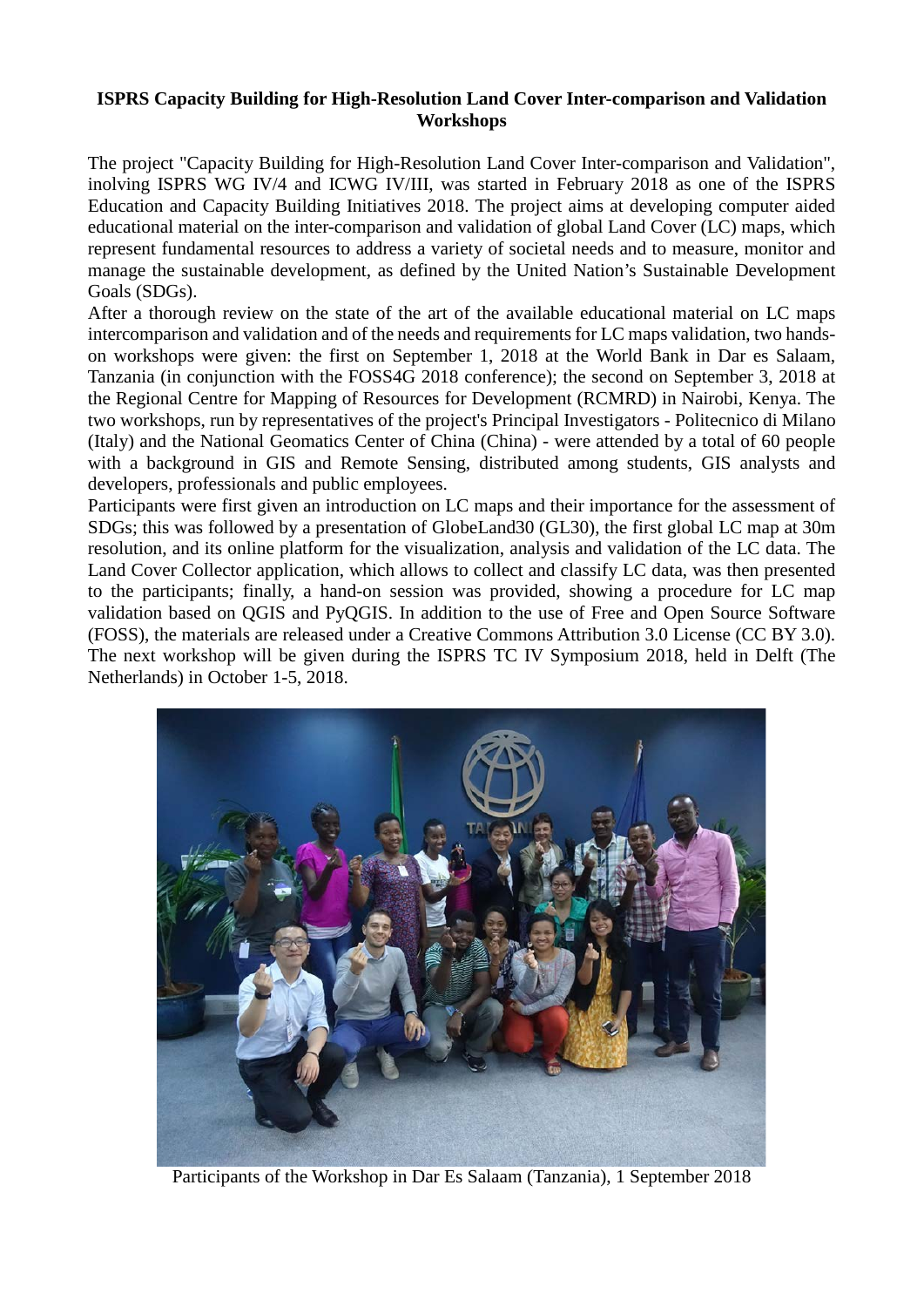**ISPRS Capacity Building for High-Resolution Land Cover Inter-comparison and Validation Workshops**

The project "Capacity Building for High-Resolution Land Cover Inter-comparison and Validation", inolving ISPRS WG IV/4 and ICWG IV/III, was started in February 2018 as one of the ISPRS Education and Capacity Building Initiatives 2018. The project aims at developing computer aided educational material on the inter-comparison and validation of global Land Cover (LC) maps, which represent fundamental resources to address a variety of societal needs and to measure, monitor and manage the sustainable development, as defined by the United Nation's Sustainable Development Goals (SDGs).

After a thorough review on the state of the art of the available educational material on LC maps intercomparison and validation and of the needs and requirements for LC maps validation, two hands-on workshops were given: the first on September 1, 2018 at the World Bank in Dar es Salaam, Tanzania (in conjunction with the FOSS4G 2018 conference); the second on September 3, 2018 at the Regional Centre for Mapping of Resources for Development (RCMRD) in Nairobi, Kenya. The two workshops, run by representatives of the project's Principal Investigators - Politecnico di Milano (Italy) and the National Geomatics Center of China (China) - were attended by a total of 60 people with a background in GIS and Remote Sensing, distributed among students, GIS analysts and developers, professionals and public employees.

Participants were first given an introduction on LC maps and their importance for the assessment of SDGs; this was followed by a presentation of GlobeLand30 (GL30), the first global LC map at 30m resolution, and its online platform for the visualization, analysis and validation of the LC data. The Land Cover Collector application, which allows to collect and classify LC data, was then presented to the participants; finally, a hand-on session was provided, showing a procedure for LC map validation based on QGIS and PyQGIS. In addition to the use of Free and Open Source Software (FOSS), the materials are released under a Creative Commons Attribution 3.0 License (CC BY 3.0). The next workshop will be given during the ISPRS TC IV Symposium 2018, held in Delft (The Netherlands) in October 1-5, 2018.

Participants of the Workshop in Dar Es Salaam (Tanzania), 1 September 2018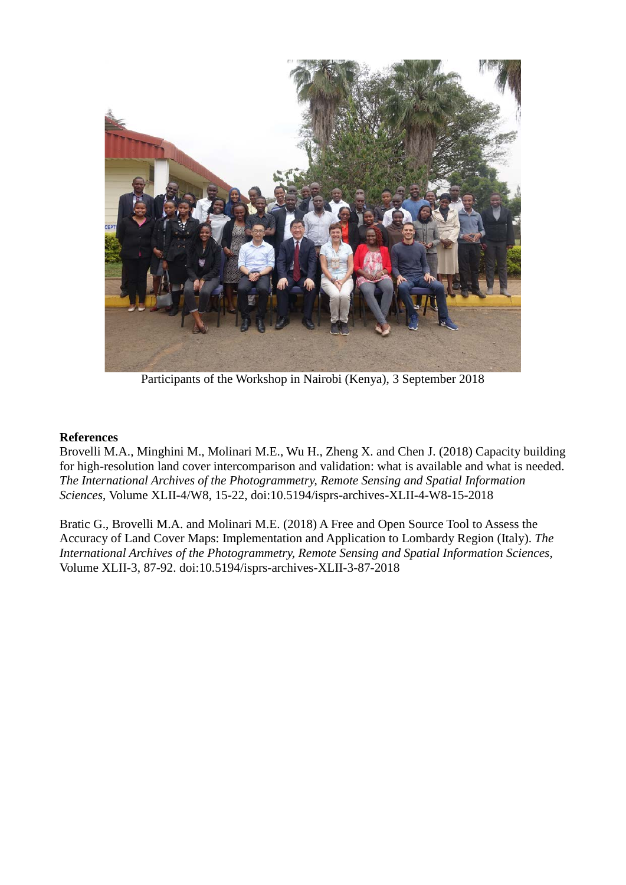Participants of the Workshop in Nairobi (Kenya), 3 September 2018

**References**

Brovelli M.A., Minghini M., Molinari M.E., Wu H., Zheng X. and Chen J. (2018) Capacity building for high-resolution land cover intercomparison and validation: what is available and what is needed. *The International Archives of the Photogrammetry, Remote Sensing and Spatial Information Sciences*, Volume XLII-4/W8, 15-22, doi:10.5194/isprs-archives-XLII-4-W8-15-2018

Bratic G., Brovelli M.A. and Molinari M.E. (2018) A Free and Open Source Tool to Assess the Accuracy of Land Cover Maps: Implementation and Application to Lombardy Region (Italy). *The International Archives of the Photogrammetry, Remote Sensing and Spatial Information Sciences*, Volume XLII-3, 87-92. doi:10.5194/isprs-archives-XLII-3-87-2018